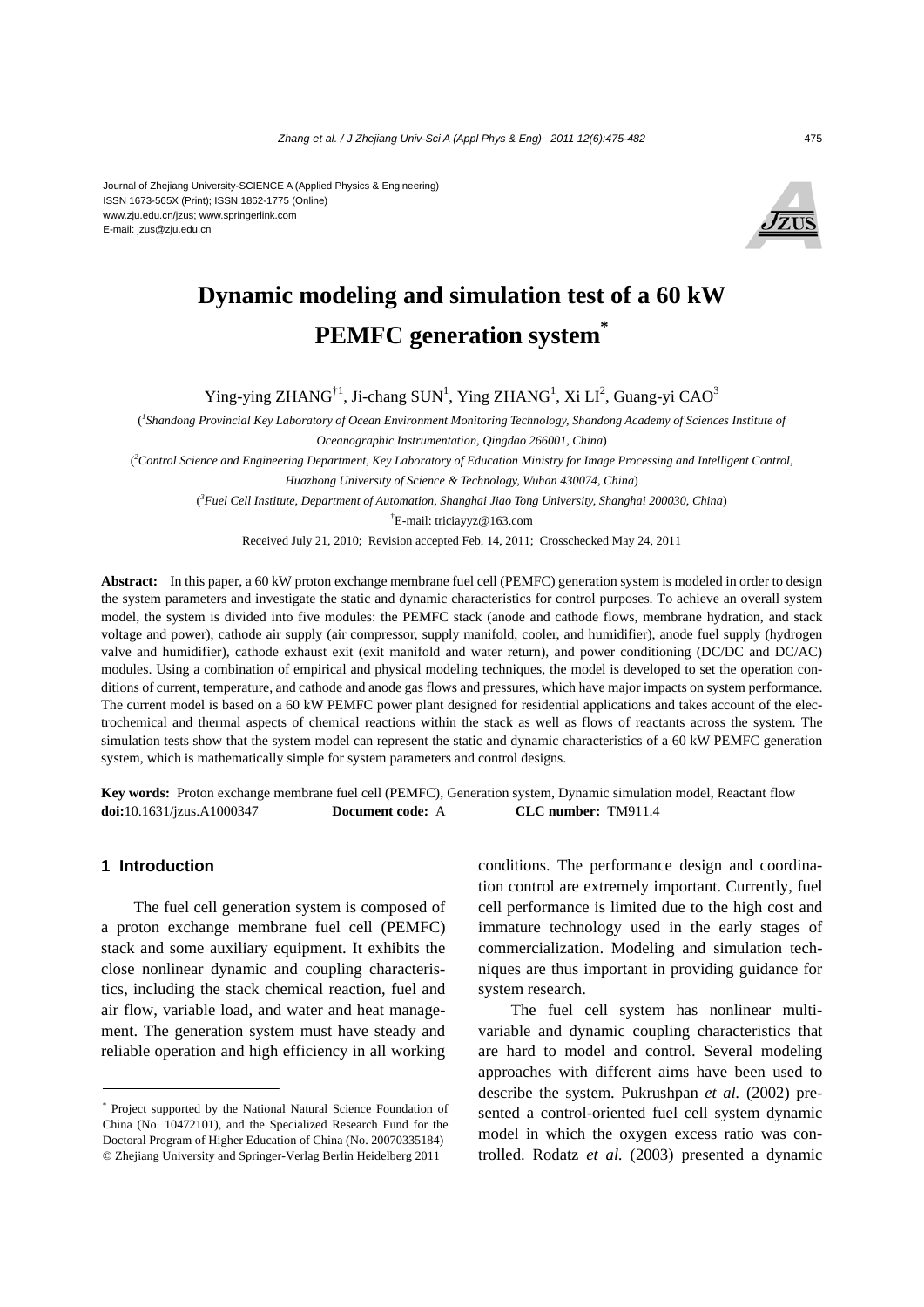Journal of Zhejiang University-SCIENCE A (Applied Physics & Engineering)
ISSN 1673-565X (Print); ISSN 1862-1775 (Online)
www.zju.edu.cn/jzus; www.springerlink.com
E-mail: jzus@zju.edu.cn

# Dynamic modeling and simulation test of a 60 kW PEMFC generation system*

Ying-ying ZHANG†1, Ji-chang SUN[1], Ying ZHANG[1], Xi LI[2], Guang-yi CAO[3]

([1]*Shandong Provincial Key Laboratory of Ocean Environment Monitoring Technology, Shandong Academy of Sciences Institute of Oceanographic Instrumentation, Qingdao 266001, China*)

([2]*Control Science and Engineering Department, Key Laboratory of Education Ministry for Image Processing and Intelligent Control, Huazhong University of Science & Technology, Wuhan 430074, China*)

([3]*Fuel Cell Institute, Department of Automation, Shanghai Jiao Tong University, Shanghai 200030, China*)

†E-mail: triciayyz@163.com

Received July 21, 2010; Revision accepted Feb. 14, 2011; Crosschecked May 24, 2011

**Abstract:** In this paper, a 60 kW proton exchange membrane fuel cell (PEMFC) generation system is modeled in order to design the system parameters and investigate the static and dynamic characteristics for control purposes. To achieve an overall system model, the system is divided into five modules: the PEMFC stack (anode and cathode flows, membrane hydration, and stack voltage and power), cathode air supply (air compressor, supply manifold, cooler, and humidifier), anode fuel supply (hydrogen valve and humidifier), cathode exhaust exit (exit manifold and water return), and power conditioning (DC/DC and DC/AC) modules. Using a combination of empirical and physical modeling techniques, the model is developed to set the operation conditions of current, temperature, and cathode and anode gas flows and pressures, which have major impacts on system performance. The current model is based on a 60 kW PEMFC power plant designed for residential applications and takes account of the electrochemical and thermal aspects of chemical reactions within the stack as well as flows of reactants across the system. The simulation tests show that the system model can represent the static and dynamic characteristics of a 60 kW PEMFC generation system, which is mathematically simple for system parameters and control designs.

**Key words:** Proton exchange membrane fuel cell (PEMFC), Generation system, Dynamic simulation model, Reactant flow
**doi:**10.1631/jzus.A1000347 **Document code:** A **CLC number:** TM911.4

## 1 Introduction

The fuel cell generation system is composed of a proton exchange membrane fuel cell (PEMFC) stack and some auxiliary equipment. It exhibits the close nonlinear dynamic and coupling characteristics, including the stack chemical reaction, fuel and air flow, variable load, and water and heat management. The generation system must have steady and reliable operation and high efficiency in all working conditions. The performance design and coordination control are extremely important. Currently, fuel cell performance is limited due to the high cost and immature technology used in the early stages of commercialization. Modeling and simulation techniques are thus important in providing guidance for system research.

The fuel cell system has nonlinear multivariable and dynamic coupling characteristics that are hard to model and control. Several modeling approaches with different aims have been used to describe the system. Pukrushpan *et al.* (2002) presented a control-oriented fuel cell system dynamic model in which the oxygen excess ratio was controlled. Rodatz *et al.* (2003) presented a dynamic

---

* Project supported by the National Natural Science Foundation of China (No. 10472101), and the Specialized Research Fund for the Doctoral Program of Higher Education of China (No. 20070335184)
© Zhejiang University and Springer-Verlag Berlin Heidelberg 2011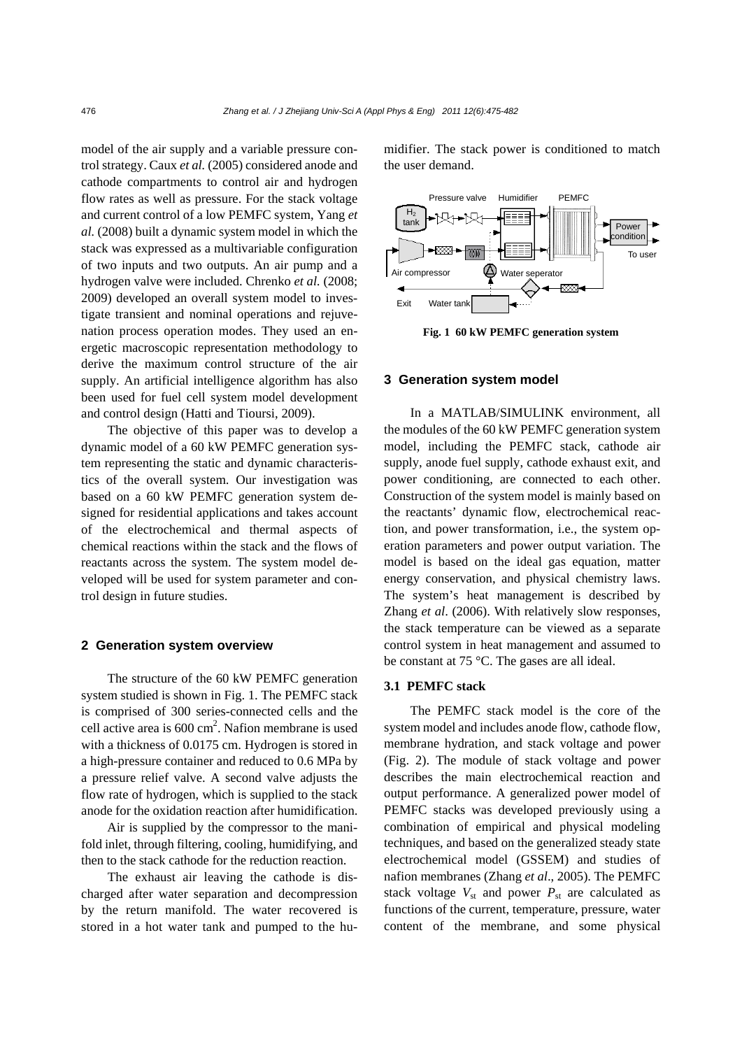model of the air supply and a variable pressure control strategy. Caux *et al.* (2005) considered anode and cathode compartments to control air and hydrogen flow rates as well as pressure. For the stack voltage and current control of a low PEMFC system, Yang *et al.* (2008) built a dynamic system model in which the stack was expressed as a multivariable configuration of two inputs and two outputs. An air pump and a hydrogen valve were included. Chrenko *et al.* (2008; 2009) developed an overall system model to investigate transient and nominal operations and rejuvenation process operation modes. They used an energetic macroscopic representation methodology to derive the maximum control structure of the air supply. An artificial intelligence algorithm has also been used for fuel cell system model development and control design (Hatti and Tioursi, 2009).

The objective of this paper was to develop a dynamic model of a 60 kW PEMFC generation system representing the static and dynamic characteristics of the overall system. Our investigation was based on a 60 kW PEMFC generation system designed for residential applications and takes account of the electrochemical and thermal aspects of chemical reactions within the stack and the flows of reactants across the system. The system model developed will be used for system parameter and control design in future studies.

## 2 Generation system overview

The structure of the 60 kW PEMFC generation system studied is shown in Fig. 1. The PEMFC stack is comprised of 300 series-connected cells and the cell active area is 600 $cm^2$. Nafion membrane is used with a thickness of 0.0175 cm. Hydrogen is stored in a high-pressure container and reduced to 0.6 MPa by a pressure relief valve. A second valve adjusts the flow rate of hydrogen, which is supplied to the stack anode for the oxidation reaction after humidification.

Air is supplied by the compressor to the manifold inlet, through filtering, cooling, humidifying, and then to the stack cathode for the reduction reaction.

The exhaust air leaving the cathode is discharged after water separation and decompression by the return manifold. The water recovered is stored in a hot water tank and pumped to the humidifier. The stack power is conditioned to match the user demand.

**Fig. 1 60 kW PEMFC generation system**

## 3 Generation system model

In a MATLAB/SIMULINK environment, all the modules of the 60 kW PEMFC generation system model, including the PEMFC stack, cathode air supply, anode fuel supply, cathode exhaust exit, and power conditioning, are connected to each other. Construction of the system model is mainly based on the reactants' dynamic flow, electrochemical reaction, and power transformation, i.e., the system operation parameters and power output variation. The model is based on the ideal gas equation, matter energy conservation, and physical chemistry laws. The system's heat management is described by Zhang *et al*. (2006). With relatively slow responses, the stack temperature can be viewed as a separate control system in heat management and assumed to be constant at 75 °C. The gases are all ideal.

### 3.1 PEMFC stack

The PEMFC stack model is the core of the system model and includes anode flow, cathode flow, membrane hydration, and stack voltage and power (Fig. 2). The module of stack voltage and power describes the main electrochemical reaction and output performance. A generalized power model of PEMFC stacks was developed previously using a combination of empirical and physical modeling techniques, and based on the generalized steady state electrochemical model (GSSEM) and studies of nafion membranes (Zhang *et al*., 2005). The PEMFC stack voltage $V_{st}$ and power $P_{st}$ are calculated as functions of the current, temperature, pressure, water content of the membrane, and some physical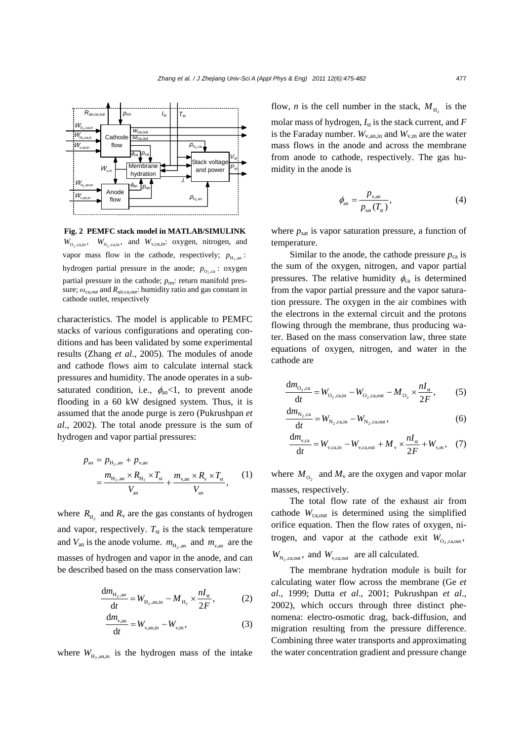**Fig. 2 PEMFC stack model in MATLAB/SIMULINK**
$W_{O_2,ca,in}$, $W_{N_2,ca,in}$, and $W_{v,ca,in}$: oxygen, nitrogen, and vapor mass flow in the cathode, respectively; $p_{H_2,an}$: hydrogen partial pressure in the anode; $p_{O_2,ca}$: oxygen partial pressure in the cathode; $p_{rm}$: return manifold pressure; $\omega_{ca,out}$ and $R_{air,ca,out}$: humidity ratio and gas constant in cathode outlet, respectively

characteristics. The model is applicable to PEMFC stacks of various configurations and operating conditions and has been validated by some experimental results (Zhang *et al*., 2005). The modules of anode and cathode flows aim to calculate internal stack pressures and humidity. The anode operates in a sub-saturated condition, i.e., $\phi_{an}<1$, to prevent anode flooding in a 60 kW designed system. Thus, it is assumed that the anode purge is zero (Pukrushpan *et al*., 2002). The total anode pressure is the sum of hydrogen and vapor partial pressures:

$$p_{an} = p_{H_2,an} + p_{v,an} = \frac{m_{H_2,an} \times R_{H_2} \times T_{st}}{V_{an}} + \frac{m_{v,an} \times R_v \times T_{st}}{V_{an}}, \quad (1)$$

where $R_{H_2}$ and $R_v$ are the gas constants of hydrogen and vapor, respectively. $T_{st}$ is the stack temperature and $V_{an}$ is the anode volume. $m_{H_2,an}$ and $m_{v,an}$ are the masses of hydrogen and vapor in the anode, and can be described based on the mass conservation law:

$$\frac{dm_{H_2,an}}{dt} = W_{H_2,an,in} - M_{H_2} \times \frac{nI_{st}}{2F}, \quad (2)$$

$$\frac{dm_{v,an}}{dt} = W_{v,an,in} - W_{v,m}, \quad (3)$$

where $W_{H_2,an,in}$ is the hydrogen mass of the intake flow, $n$ is the cell number in the stack, $M_{H_2}$ is the molar mass of hydrogen, $I_{st}$ is the stack current, and $F$ is the Faraday number. $W_{v,an,in}$ and $W_{v,m}$ are the water mass flows in the anode and across the membrane from anode to cathode, respectively. The gas humidity in the anode is

$$\phi_{an} = \frac{p_{v,an}}{p_{sat}(T_{st})}, \quad (4)$$

where $p_{sat}$ is vapor saturation pressure, a function of temperature.

Similar to the anode, the cathode pressure $p_{ca}$ is the sum of the oxygen, nitrogen, and vapor partial pressures. The relative humidity $\phi_{ca}$ is determined from the vapor partial pressure and the vapor saturation pressure. The oxygen in the air combines with the electrons in the external circuit and the protons flowing through the membrane, thus producing water. Based on the mass conservation law, three state equations of oxygen, nitrogen, and water in the cathode are

$$\frac{dm_{O_2,ca}}{dt} = W_{O_2,ca,in} - W_{O_2,ca,out} - M_{O_2} \times \frac{nI_{st}}{2F}, \quad (5)$$

$$\frac{dm_{N_2,ca}}{dt} = W_{N_2,ca,in} - W_{N_2,ca,out}, \quad (6)$$

$$\frac{dm_{v,ca}}{dt} = W_{v,ca,in} - W_{v,ca,out} + M_v \times \frac{nI_{st}}{2F} + W_{v,m}, \quad (7)$$

where $M_{O_2}$ and $M_v$ are the oxygen and vapor molar masses, respectively.

The total flow rate of the exhaust air from cathode $W_{ca,out}$ is determined using the simplified orifice equation. Then the flow rates of oxygen, nitrogen, and vapor at the cathode exit $W_{O_2,ca,out}$, $W_{N_2,ca,out}$, and $W_{v,ca,out}$ are all calculated.

The membrane hydration module is built for calculating water flow across the membrane (Ge *et al*., 1999; Dutta *et al*., 2001; Pukrushpan *et al*., 2002), which occurs through three distinct phenomena: electro-osmotic drag, back-diffusion, and migration resulting from the pressure difference. Combining three water transports and approximating the water concentration gradient and pressure change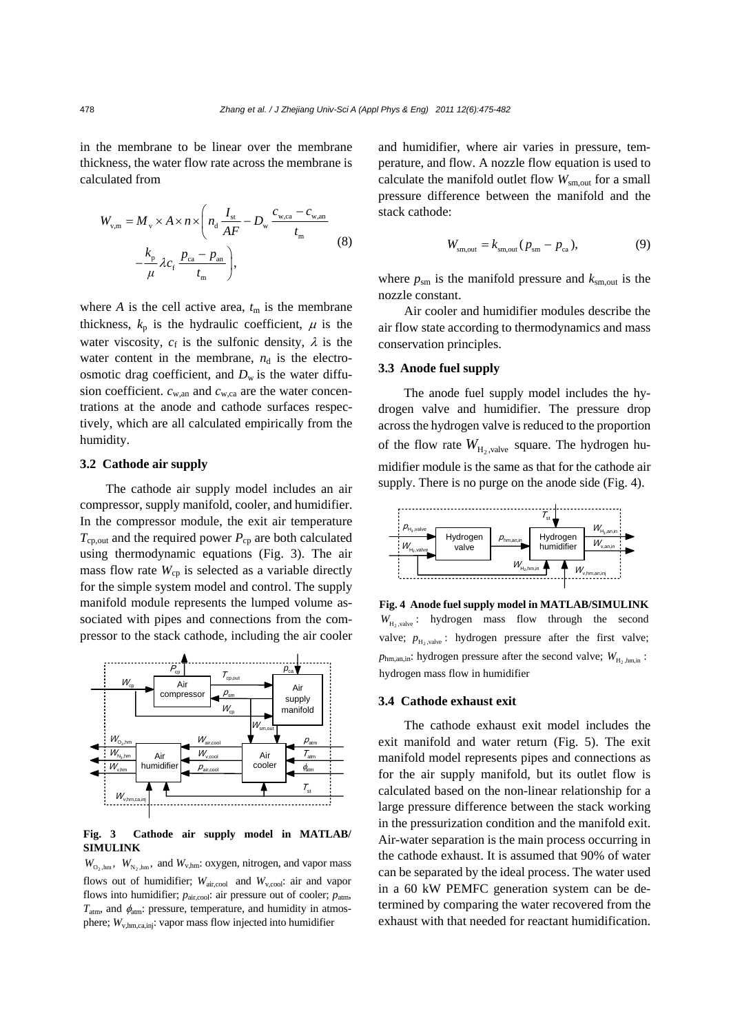in the membrane to be linear over the membrane thickness, the water flow rate across the membrane is calculated from

$$W_{\mathrm{v,m}} = M_{\mathrm{v}} \times A \times n \times \left( n_{\mathrm{d}} \frac{I_{\mathrm{st}}}{AF} - D_{\mathrm{w}} \frac{c_{\mathrm{w,ca}} - c_{\mathrm{w,an}}}{t_{\mathrm{m}}} - \frac{k_{\mathrm{p}}}{\mu} \lambda c_{\mathrm{f}} \frac{p_{\mathrm{ca}} - p_{\mathrm{an}}}{t_{\mathrm{m}}} \right), \tag{8}$$

where $A$ is the cell active area, $t_{\mathrm{m}}$ is the membrane thickness, $k_{\mathrm{p}}$ is the hydraulic coefficient, $\mu$ is the water viscosity, $c_{\mathrm{f}}$ is the sulfonic density, $\lambda$ is the water content in the membrane, $n_{\mathrm{d}}$ is the electro-osmotic drag coefficient, and $D_{\mathrm{w}}$ is the water diffusion coefficient. $c_{\mathrm{w,an}}$ and $c_{\mathrm{w,ca}}$ are the water concentrations at the anode and cathode surfaces respectively, which are all calculated empirically from the humidity.

### 3.2 Cathode air supply

The cathode air supply model includes an air compressor, supply manifold, cooler, and humidifier. In the compressor module, the exit air temperature $T_{\mathrm{cp,out}}$ and the required power $P_{\mathrm{cp}}$ are both calculated using thermodynamic equations (Fig. 3). The air mass flow rate $W_{\mathrm{cp}}$ is selected as a variable directly for the simple system model and control. The supply manifold module represents the lumped volume associated with pipes and connections from the compressor to the stack cathode, including the air cooler and humidifier, where air varies in pressure, temperature, and flow. A nozzle flow equation is used to calculate the manifold outlet flow $W_{\mathrm{sm,out}}$ for a small pressure difference between the manifold and the stack cathode:

$$W_{\mathrm{sm,out}} = k_{\mathrm{sm,out}} (p_{\mathrm{sm}} - p_{\mathrm{ca}}), \tag{9}$$

where $p_{\mathrm{sm}}$ is the manifold pressure and $k_{\mathrm{sm,out}}$ is the nozzle constant.

Air cooler and humidifier modules describe the air flow state according to thermodynamics and mass conservation principles.

**Fig. 3 Cathode air supply model in MATLAB/SIMULINK**

$W_{\mathrm{O_2,hm}}$, $W_{\mathrm{N_2,hm}}$, and $W_{\mathrm{v,hm}}$: oxygen, nitrogen, and vapor mass flows out of humidifier; $W_{\mathrm{air,cool}}$ and $W_{\mathrm{v,cool}}$: air and vapor flows into humidifier; $p_{\mathrm{air,cool}}$: air pressure out of cooler; $p_{\mathrm{atm}}$, $T_{\mathrm{atm}}$, and $\phi_{\mathrm{atm}}$: pressure, temperature, and humidity in atmosphere; $W_{\mathrm{v,hm,ca,inj}}$: vapor mass flow injected into humidifier

### 3.3 Anode fuel supply

The anode fuel supply model includes the hydrogen valve and humidifier. The pressure drop across the hydrogen valve is reduced to the proportion of the flow rate $W_{\mathrm{H_2,valve}}$ square. The hydrogen humidifier module is the same as that for the cathode air supply. There is no purge on the anode side (Fig. 4).

**Fig. 4 Anode fuel supply model in MATLAB/SIMULINK**

$W_{\mathrm{H_2,valve}}$: hydrogen mass flow through the second valve; $p_{\mathrm{H_2,valve}}$: hydrogen pressure after the first valve; $p_{\mathrm{hm,an,in}}$: hydrogen pressure after the second valve; $W_{\mathrm{H_2,hm,in}}$: hydrogen mass flow in humidifier

### 3.4 Cathode exhaust exit

The cathode exhaust exit model includes the exit manifold and water return (Fig. 5). The exit manifold model represents pipes and connections as for the air supply manifold, but its outlet flow is calculated based on the non-linear relationship for a large pressure difference between the stack working in the pressurization condition and the manifold exit. Air-water separation is the main process occurring in the cathode exhaust. It is assumed that 90% of water can be separated by the ideal process. The water used in a 60 kW PEMFC generation system can be determined by comparing the water recovered from the exhaust with that needed for reactant humidification.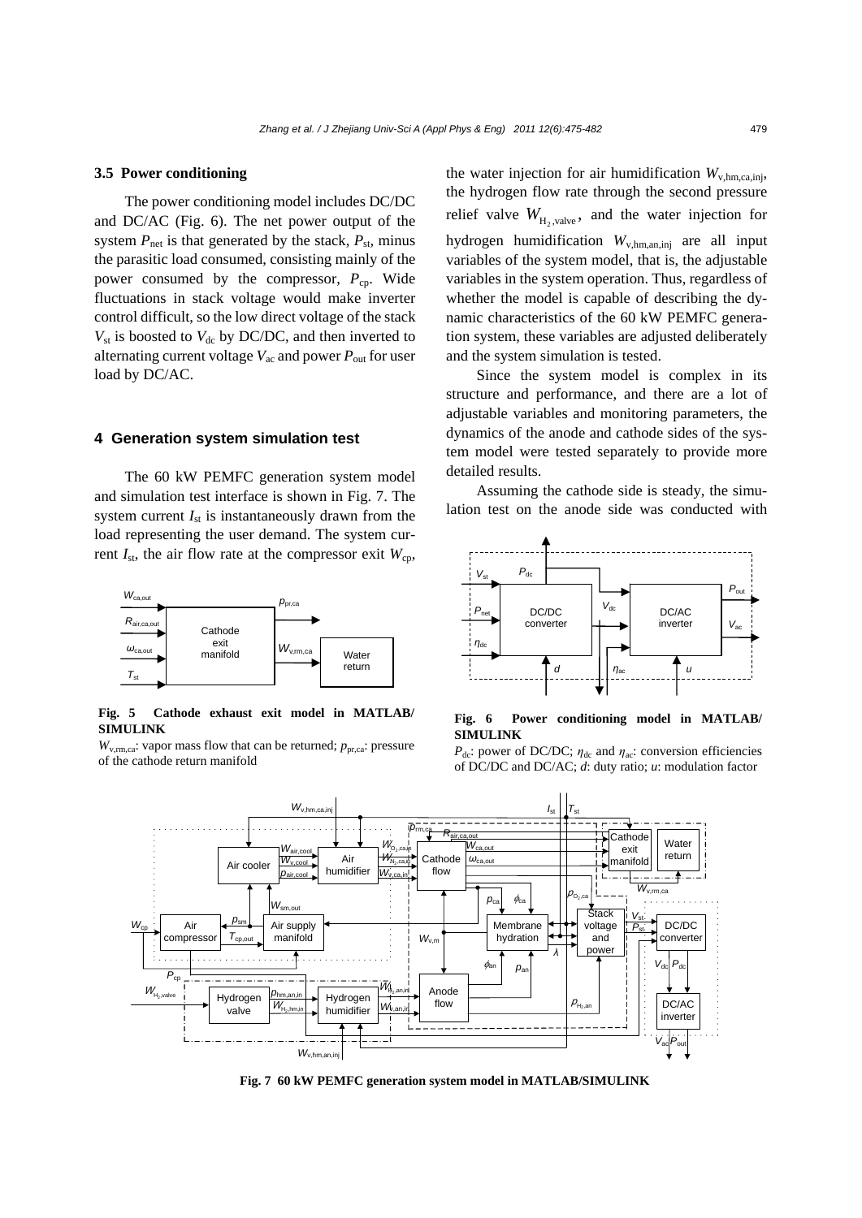### 3.5 Power conditioning

The power conditioning model includes DC/DC and DC/AC (Fig. 6). The net power output of the system $P_{net}$ is that generated by the stack, $P_{st}$, minus the parasitic load consumed, consisting mainly of the power consumed by the compressor, $P_{cp}$. Wide fluctuations in stack voltage would make inverter control difficult, so the low direct voltage of the stack $V_{st}$ is boosted to $V_{dc}$ by DC/DC, and then inverted to alternating current voltage $V_{ac}$ and power $P_{out}$ for user load by DC/AC.

## 4 Generation system simulation test

The 60 kW PEMFC generation system model and simulation test interface is shown in Fig. 7. The system current $I_{st}$ is instantaneously drawn from the load representing the user demand. The system current $I_{st}$, the air flow rate at the compressor exit $W_{cp}$, the water injection for air humidification $W_{v,hm,ca,inj}$, the hydrogen flow rate through the second pressure relief valve $W_{H_2,valve}$, and the water injection for hydrogen humidification $W_{v,hm,an,inj}$ are all input variables of the system model, that is, the adjustable variables in the system operation. Thus, regardless of whether the model is capable of describing the dynamic characteristics of the 60 kW PEMFC generation system, these variables are adjusted deliberately and the system simulation is tested.

Since the system model is complex in its structure and performance, and there are a lot of adjustable variables and monitoring parameters, the dynamics of the anode and cathode sides of the system model were tested separately to provide more detailed results.

Assuming the cathode side is steady, the simulation test on the anode side was conducted with

**Fig. 5 Cathode exhaust exit model in MATLAB/SIMULINK**

$W_{v,rm,ca}$: vapor mass flow that can be returned; $p_{pr,ca}$: pressure of the cathode return manifold

**Fig. 6 Power conditioning model in MATLAB/SIMULINK**

$P_{dc}$: power of DC/DC; $\eta_{dc}$ and $\eta_{ac}$: conversion efficiencies of DC/DC and DC/AC; $d$: duty ratio; $u$: modulation factor

**Fig. 7 60 kW PEMFC generation system model in MATLAB/SIMULINK**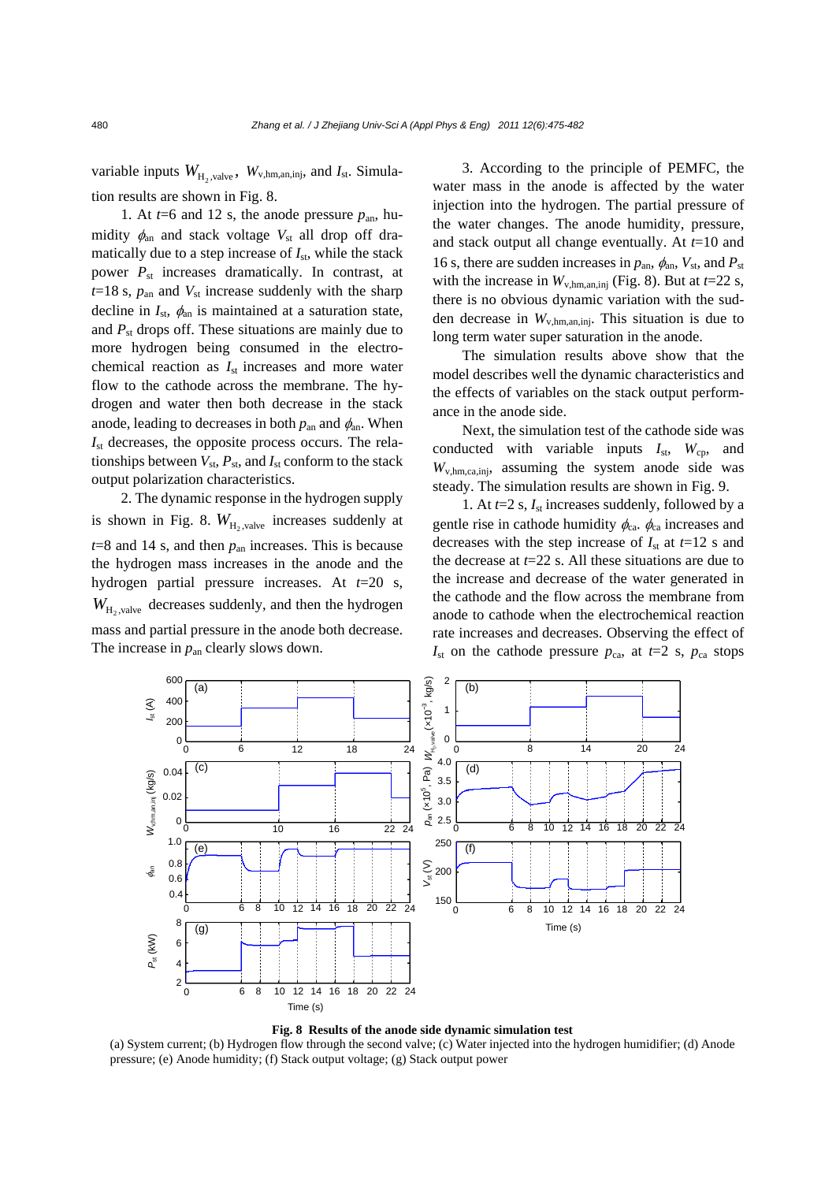variable inputs $W_{H_2,valve}$, $W_{v,hm,an,inj}$, and $I_{st}$. Simulation results are shown in Fig. 8.

1. At $t$=6 and 12 s, the anode pressure $p_{an}$, humidity $\phi_{an}$ and stack voltage $V_{st}$ all drop off dramatically due to a step increase of $I_{st}$, while the stack power $P_{st}$ increases dramatically. In contrast, at $t$=18 s, $p_{an}$ and $V_{st}$ increase suddenly with the sharp decline in $I_{st}$, $\phi_{an}$ is maintained at a saturation state, and $P_{st}$ drops off. These situations are mainly due to more hydrogen being consumed in the electrochemical reaction as $I_{st}$ increases and more water flow to the cathode across the membrane. The hydrogen and water then both decrease in the stack anode, leading to decreases in both $p_{an}$ and $\phi_{an}$. When $I_{st}$ decreases, the opposite process occurs. The relationships between $V_{st}$, $P_{st}$, and $I_{st}$ conform to the stack output polarization characteristics.

2. The dynamic response in the hydrogen supply is shown in Fig. 8. $W_{H_2,valve}$ increases suddenly at $t$=8 and 14 s, and then $p_{an}$ increases. This is because the hydrogen mass increases in the anode and the hydrogen partial pressure increases. At $t$=20 s, $W_{H_2,valve}$ decreases suddenly, and then the hydrogen mass and partial pressure in the anode both decrease. The increase in $p_{an}$ clearly slows down.

3. According to the principle of PEMFC, the water mass in the anode is affected by the water injection into the hydrogen. The partial pressure of the water changes. The anode humidity, pressure, and stack output all change eventually. At $t$=10 and 16 s, there are sudden increases in $p_{an}$, $\phi_{an}$, $V_{st}$, and $P_{st}$ with the increase in $W_{v,hm,an,inj}$ (Fig. 8). But at $t$=22 s, there is no obvious dynamic variation with the sudden decrease in $W_{v,hm,an,inj}$. This situation is due to long term water super saturation in the anode.

The simulation results above show that the model describes well the dynamic characteristics and the effects of variables on the stack output performance in the anode side.

Next, the simulation test of the cathode side was conducted with variable inputs $I_{st}$, $W_{cp}$, and $W_{v,hm,ca,inj}$, assuming the system anode side was steady. The simulation results are shown in Fig. 9.

1. At $t$=2 s, $I_{st}$ increases suddenly, followed by a gentle rise in cathode humidity $\phi_{ca}$. $\phi_{ca}$ increases and decreases with the step increase of $I_{st}$ at $t$=12 s and the decrease at $t$=22 s. All these situations are due to the increase and decrease of the water generated in the cathode and the flow across the membrane from anode to cathode when the electrochemical reaction rate increases and decreases. Observing the effect of $I_{st}$ on the cathode pressure $p_{ca}$, at $t$=2 s, $p_{ca}$ stops

**Fig. 8 Results of the anode side dynamic simulation test**

(a) System current; (b) Hydrogen flow through the second valve; (c) Water injected into the hydrogen humidifier; (d) Anode pressure; (e) Anode humidity; (f) Stack output voltage; (g) Stack output power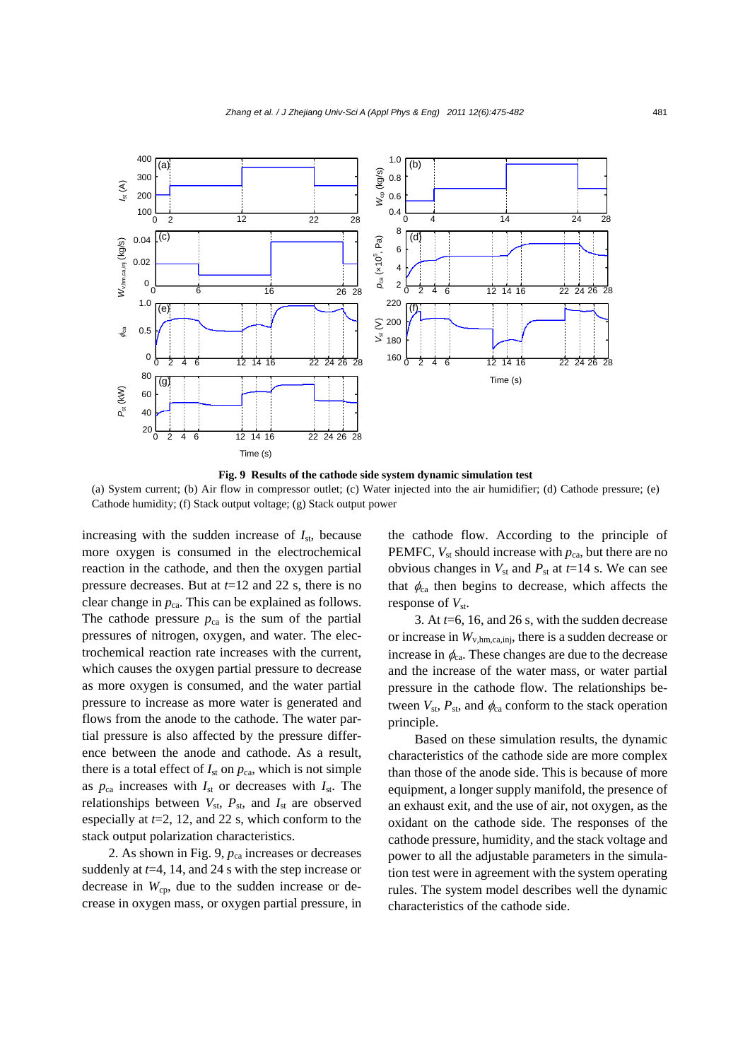**Fig. 9 Results of the cathode side system dynamic simulation test**

(a) System current; (b) Air flow in compressor outlet; (c) Water injected into the air humidifier; (d) Cathode pressure; (e) Cathode humidity; (f) Stack output voltage; (g) Stack output power

increasing with the sudden increase of $I_{st}$, because more oxygen is consumed in the electrochemical reaction in the cathode, and then the oxygen partial pressure decreases. But at $t$=12 and 22 s, there is no clear change in $p_{ca}$. This can be explained as follows. The cathode pressure $p_{ca}$ is the sum of the partial pressures of nitrogen, oxygen, and water. The electrochemical reaction rate increases with the current, which causes the oxygen partial pressure to decrease as more oxygen is consumed, and the water partial pressure to increase as more water is generated and flows from the anode to the cathode. The water partial pressure is also affected by the pressure difference between the anode and cathode. As a result, there is a total effect of $I_{st}$ on $p_{ca}$, which is not simple as $p_{ca}$ increases with $I_{st}$ or decreases with $I_{st}$. The relationships between $V_{st}$, $P_{st}$, and $I_{st}$ are observed especially at $t$=2, 12, and 22 s, which conform to the stack output polarization characteristics.

2. As shown in Fig. 9, $p_{ca}$ increases or decreases suddenly at $t$=4, 14, and 24 s with the step increase or decrease in $W_{cp}$, due to the sudden increase or decrease in oxygen mass, or oxygen partial pressure, in the cathode flow. According to the principle of PEMFC, $V_{st}$ should increase with $p_{ca}$, but there are no obvious changes in $V_{st}$ and $P_{st}$ at $t$=14 s. We can see that $\phi_{ca}$ then begins to decrease, which affects the response of $V_{st}$.

3. At $t$=6, 16, and 26 s, with the sudden decrease or increase in $W_{v,hm,ca,inj}$, there is a sudden decrease or increase in $\phi_{ca}$. These changes are due to the decrease and the increase of the water mass, or water partial pressure in the cathode flow. The relationships between $V_{st}$, $P_{st}$, and $\phi_{ca}$ conform to the stack operation principle.

Based on these simulation results, the dynamic characteristics of the cathode side are more complex than those of the anode side. This is because of more equipment, a longer supply manifold, the presence of an exhaust exit, and the use of air, not oxygen, as the oxidant on the cathode side. The responses of the cathode pressure, humidity, and the stack voltage and power to all the adjustable parameters in the simulation test were in agreement with the system operating rules. The system model describes well the dynamic characteristics of the cathode side.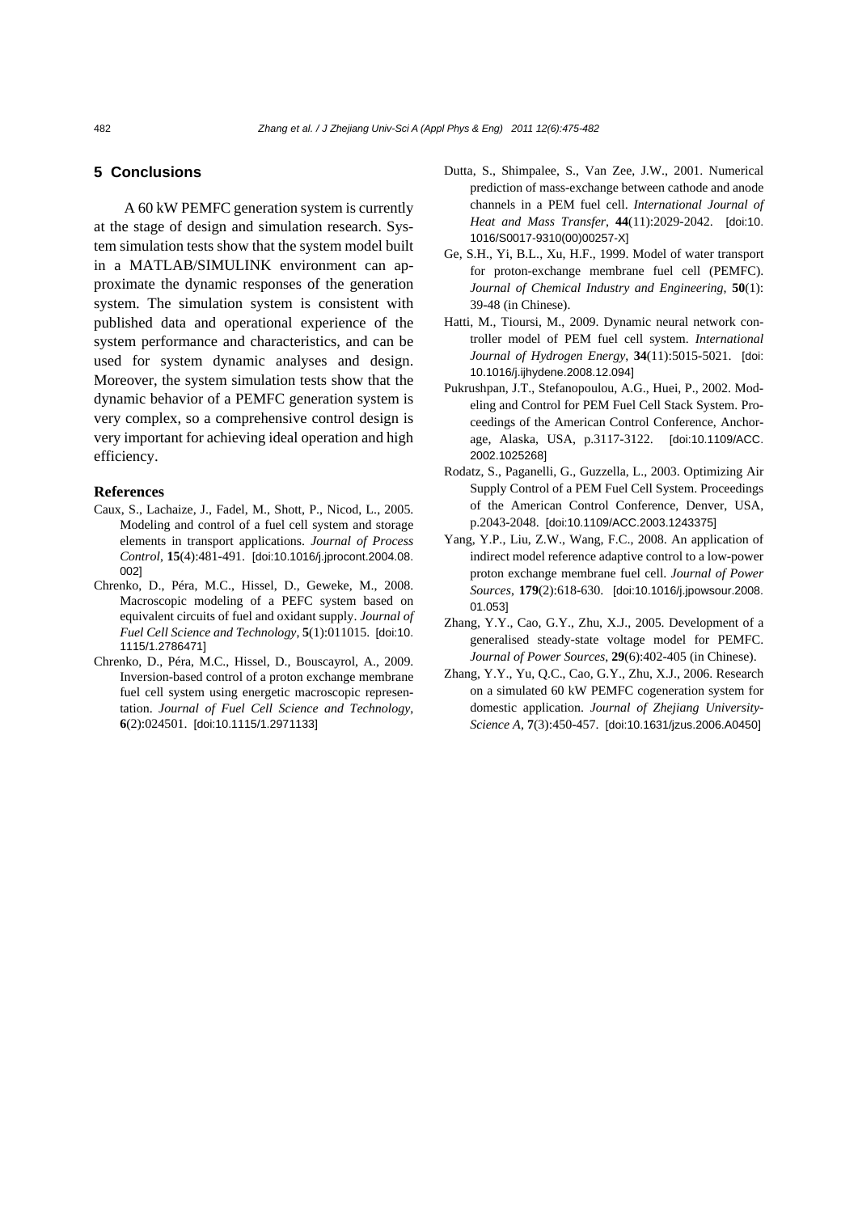## 5 Conclusions

A 60 kW PEMFC generation system is currently at the stage of design and simulation research. System simulation tests show that the system model built in a MATLAB/SIMULINK environment can approximate the dynamic responses of the generation system. The simulation system is consistent with published data and operational experience of the system performance and characteristics, and can be used for system dynamic analyses and design. Moreover, the system simulation tests show that the dynamic behavior of a PEMFC generation system is very complex, so a comprehensive control design is very important for achieving ideal operation and high efficiency.

### References

Caux, S., Lachaize, J., Fadel, M., Shott, P., Nicod, L., 2005. Modeling and control of a fuel cell system and storage elements in transport applications. *Journal of Process Control*, **15**(4):481-491. [doi:10.1016/j.jprocont.2004.08.002]

Chrenko, D., Péra, M.C., Hissel, D., Geweke, M., 2008. Macroscopic modeling of a PEFC system based on equivalent circuits of fuel and oxidant supply. *Journal of Fuel Cell Science and Technology*, **5**(1):011015. [doi:10.1115/1.2786471]

Chrenko, D., Péra, M.C., Hissel, D., Bouscayrol, A., 2009. Inversion-based control of a proton exchange membrane fuel cell system using energetic macroscopic representation. *Journal of Fuel Cell Science and Technology*, **6**(2):024501. [doi:10.1115/1.2971133]

Dutta, S., Shimpalee, S., Van Zee, J.W., 2001. Numerical prediction of mass-exchange between cathode and anode channels in a PEM fuel cell. *International Journal of Heat and Mass Transfer*, **44**(11):2029-2042. [doi:10.1016/S0017-9310(00)00257-X]

Ge, S.H., Yi, B.L., Xu, H.F., 1999. Model of water transport for proton-exchange membrane fuel cell (PEMFC). *Journal of Chemical Industry and Engineering*, **50**(1):39-48 (in Chinese).

Hatti, M., Tioursi, M., 2009. Dynamic neural network controller model of PEM fuel cell system. *International Journal of Hydrogen Energy*, **34**(11):5015-5021. [doi:10.1016/j.ijhydene.2008.12.094]

Pukrushpan, J.T., Stefanopoulou, A.G., Huei, P., 2002. Modeling and Control for PEM Fuel Cell Stack System. Proceedings of the American Control Conference, Anchorage, Alaska, USA, p.3117-3122. [doi:10.1109/ACC.2002.1025268]

Rodatz, S., Paganelli, G., Guzzella, L., 2003. Optimizing Air Supply Control of a PEM Fuel Cell System. Proceedings of the American Control Conference, Denver, USA, p.2043-2048. [doi:10.1109/ACC.2003.1243375]

Yang, Y.P., Liu, Z.W., Wang, F.C., 2008. An application of indirect model reference adaptive control to a low-power proton exchange membrane fuel cell. *Journal of Power Sources*, **179**(2):618-630. [doi:10.1016/j.jpowsour.2008.01.053]

Zhang, Y.Y., Cao, G.Y., Zhu, X.J., 2005. Development of a generalised steady-state voltage model for PEMFC. *Journal of Power Sources*, **29**(6):402-405 (in Chinese).

Zhang, Y.Y., Yu, Q.C., Cao, G.Y., Zhu, X.J., 2006. Research on a simulated 60 kW PEMFC cogeneration system for domestic application. *Journal of Zhejiang University-Science A*, **7**(3):450-457. [doi:10.1631/jzus.2006.A0450]